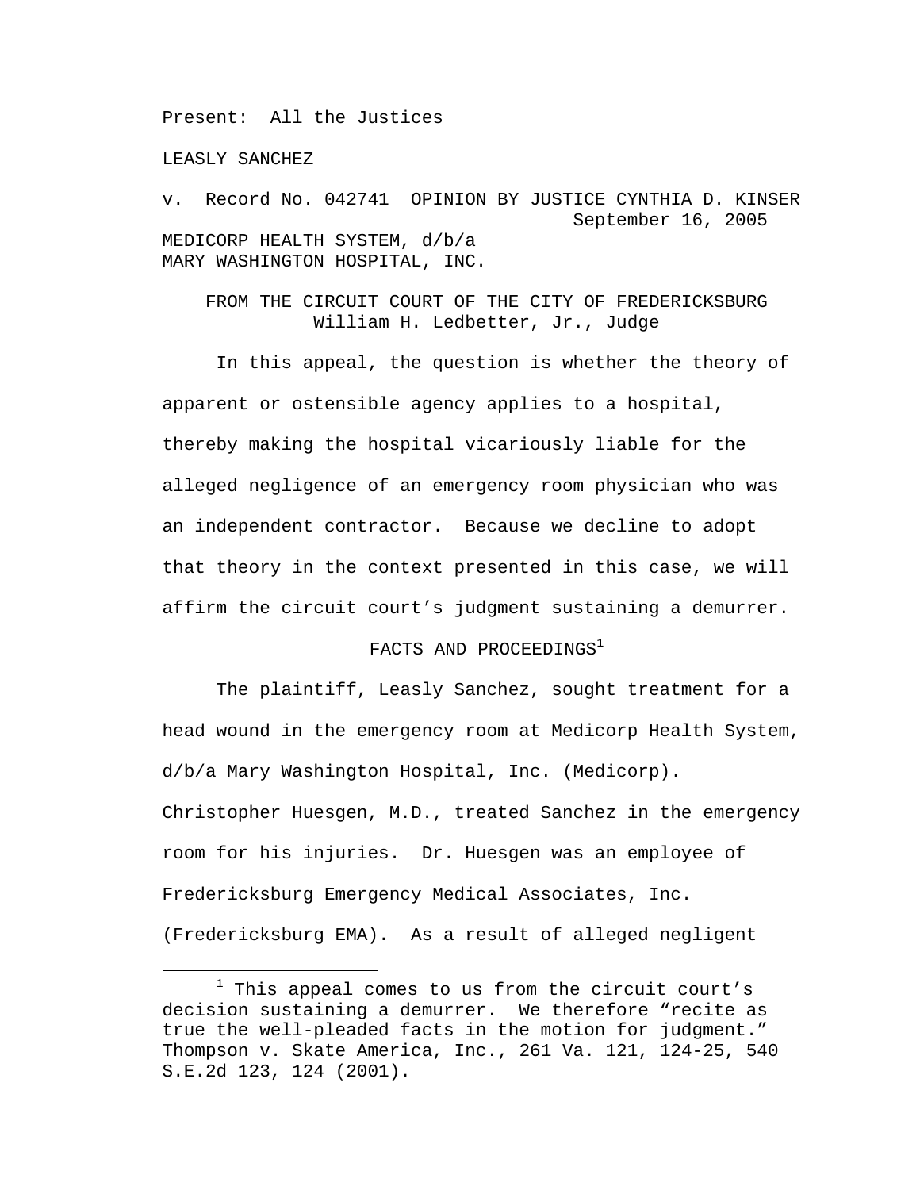Present: All the Justices

LEASLY SANCHEZ

v. Record No. 042741 OPINION BY JUSTICE CYNTHIA D. KINSER
September 16, 2005

MEDICORP HEALTH SYSTEM, d/b/a
MARY WASHINGTON HOSPITAL, INC.

FROM THE CIRCUIT COURT OF THE CITY OF FREDERICKSBURG
William H. Ledbetter, Jr., Judge

In this appeal, the question is whether the theory of apparent or ostensible agency applies to a hospital, thereby making the hospital vicariously liable for the alleged negligence of an emergency room physician who was an independent contractor. Because we decline to adopt that theory in the context presented in this case, we will affirm the circuit court's judgment sustaining a demurrer.

## FACTS AND PROCEEDINGS[1]

The plaintiff, Leasly Sanchez, sought treatment for a head wound in the emergency room at Medicorp Health System, d/b/a Mary Washington Hospital, Inc. (Medicorp). Christopher Huesgen, M.D., treated Sanchez in the emergency room for his injuries. Dr. Huesgen was an employee of Fredericksburg Emergency Medical Associates, Inc. (Fredericksburg EMA). As a result of alleged negligent

---

[1] This appeal comes to us from the circuit court's decision sustaining a demurrer. We therefore "recite as true the well-pleaded facts in the motion for judgment." Thompson v. Skate America, Inc., 261 Va. 121, 124-25, 540 S.E.2d 123, 124 (2001).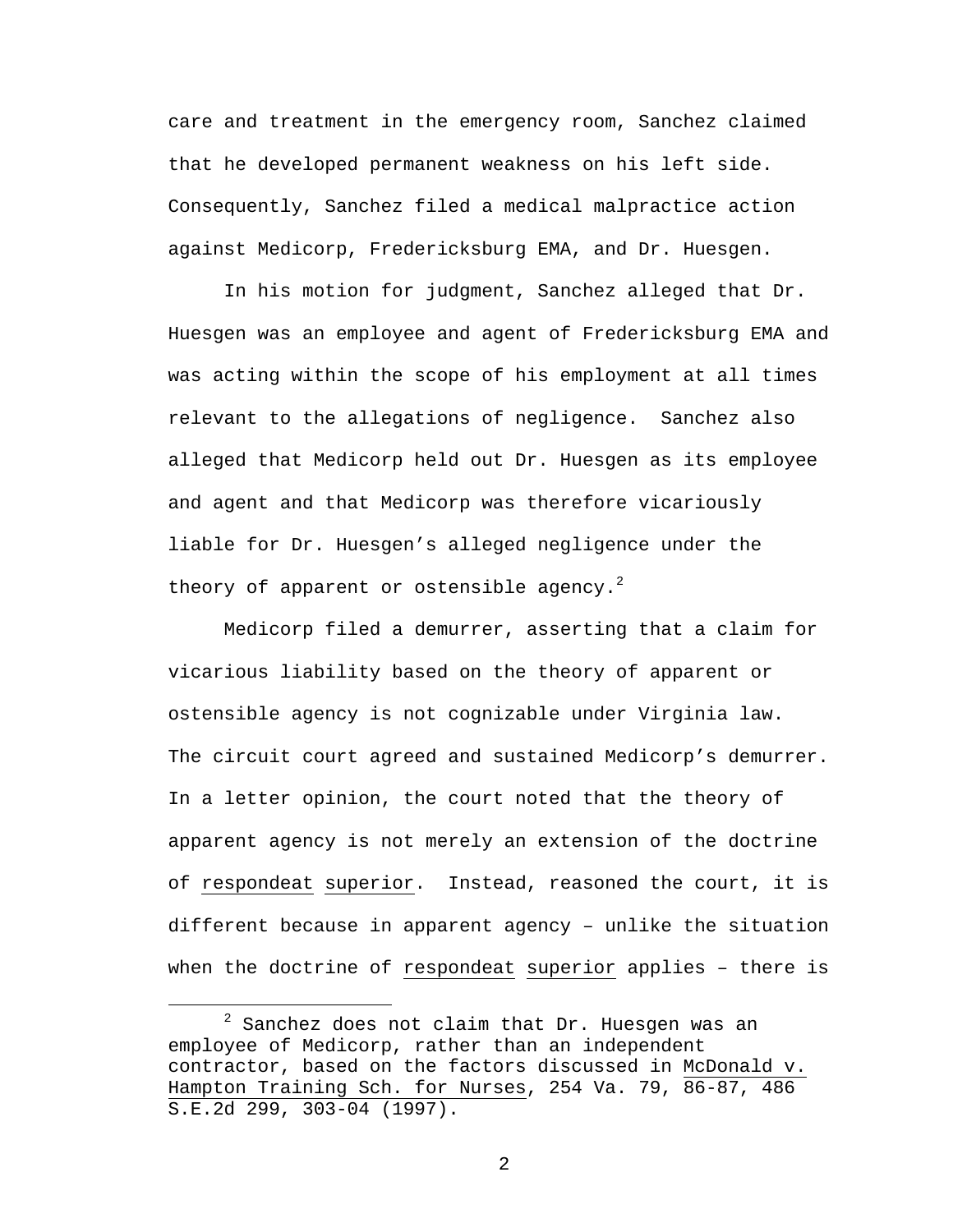care and treatment in the emergency room, Sanchez claimed that he developed permanent weakness on his left side. Consequently, Sanchez filed a medical malpractice action against Medicorp, Fredericksburg EMA, and Dr. Huesgen.

In his motion for judgment, Sanchez alleged that Dr. Huesgen was an employee and agent of Fredericksburg EMA and was acting within the scope of his employment at all times relevant to the allegations of negligence. Sanchez also alleged that Medicorp held out Dr. Huesgen as its employee and agent and that Medicorp was therefore vicariously liable for Dr. Huesgen's alleged negligence under the theory of apparent or ostensible agency.[2]

Medicorp filed a demurrer, asserting that a claim for vicarious liability based on the theory of apparent or ostensible agency is not cognizable under Virginia law. The circuit court agreed and sustained Medicorp's demurrer. In a letter opinion, the court noted that the theory of apparent agency is not merely an extension of the doctrine of respondeat superior. Instead, reasoned the court, it is different because in apparent agency – unlike the situation when the doctrine of respondeat superior applies – there is

[2] Sanchez does not claim that Dr. Huesgen was an employee of Medicorp, rather than an independent contractor, based on the factors discussed in McDonald v. Hampton Training Sch. for Nurses, 254 Va. 79, 86-87, 486 S.E.2d 299, 303-04 (1997).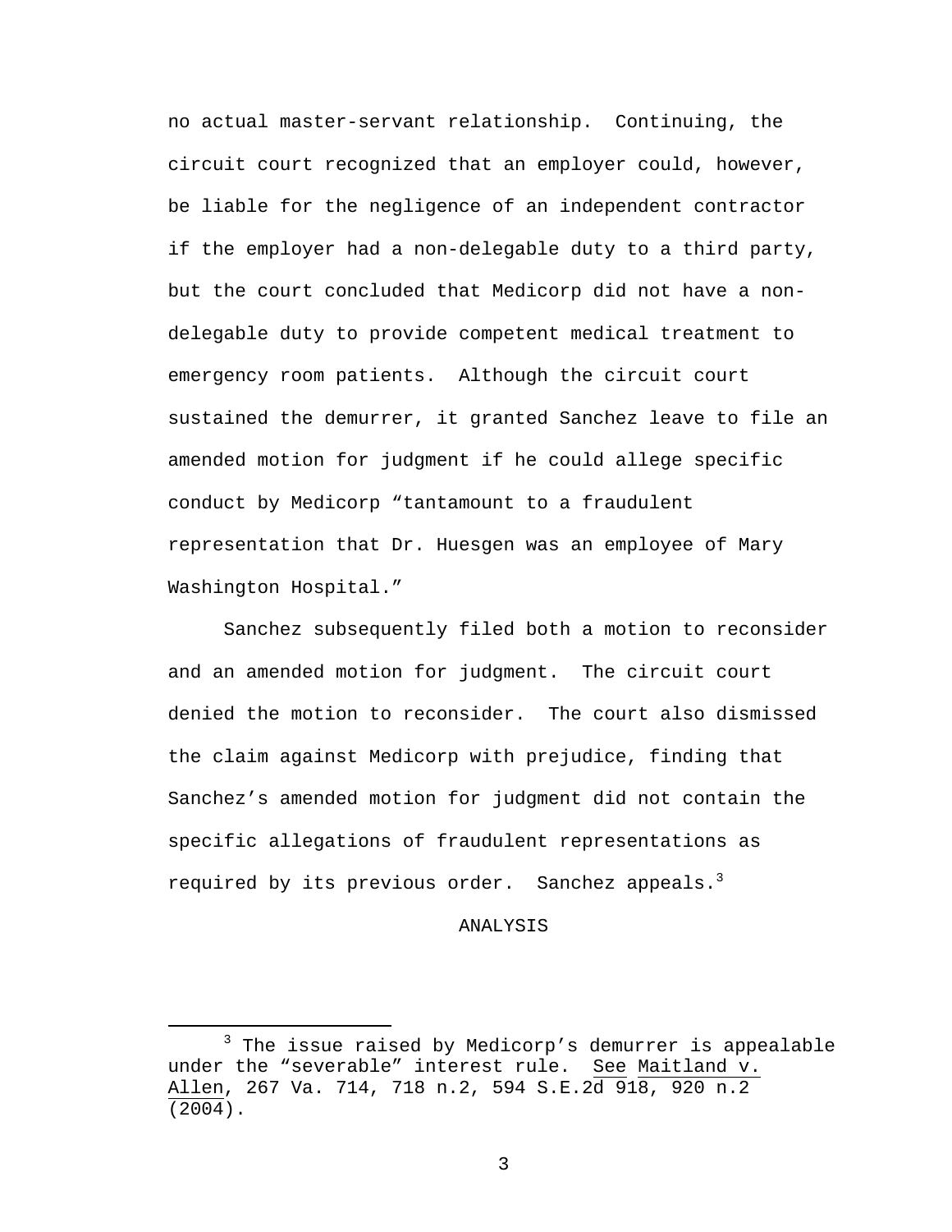no actual master-servant relationship. Continuing, the circuit court recognized that an employer could, however, be liable for the negligence of an independent contractor if the employer had a non-delegable duty to a third party, but the court concluded that Medicorp did not have a non-delegable duty to provide competent medical treatment to emergency room patients. Although the circuit court sustained the demurrer, it granted Sanchez leave to file an amended motion for judgment if he could allege specific conduct by Medicorp "tantamount to a fraudulent representation that Dr. Huesgen was an employee of Mary Washington Hospital."

Sanchez subsequently filed both a motion to reconsider and an amended motion for judgment. The circuit court denied the motion to reconsider. The court also dismissed the claim against Medicorp with prejudice, finding that Sanchez's amended motion for judgment did not contain the specific allegations of fraudulent representations as required by its previous order. Sanchez appeals.[3]

ANALYSIS

---

[3] The issue raised by Medicorp's demurrer is appealable under the "severable" interest rule. See Maitland v. Allen, 267 Va. 714, 718 n.2, 594 S.E.2d 918, 920 n.2 (2004).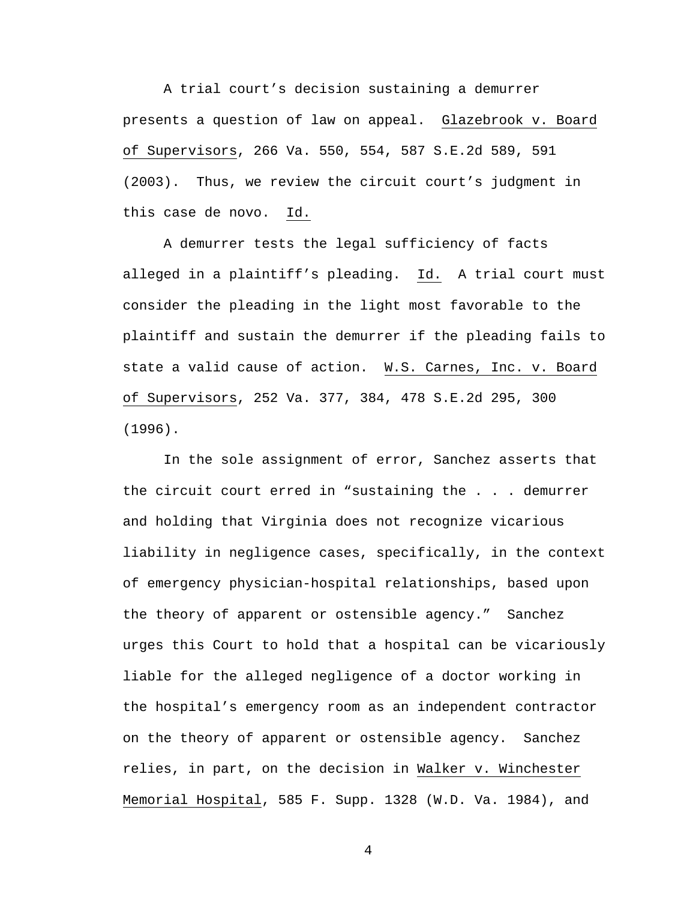A trial court's decision sustaining a demurrer presents a question of law on appeal. Glazebrook v. Board of Supervisors, 266 Va. 550, 554, 587 S.E.2d 589, 591 (2003). Thus, we review the circuit court's judgment in this case de novo. Id.

A demurrer tests the legal sufficiency of facts alleged in a plaintiff's pleading. Id. A trial court must consider the pleading in the light most favorable to the plaintiff and sustain the demurrer if the pleading fails to state a valid cause of action. W.S. Carnes, Inc. v. Board of Supervisors, 252 Va. 377, 384, 478 S.E.2d 295, 300 (1996).

In the sole assignment of error, Sanchez asserts that the circuit court erred in "sustaining the . . . demurrer and holding that Virginia does not recognize vicarious liability in negligence cases, specifically, in the context of emergency physician-hospital relationships, based upon the theory of apparent or ostensible agency." Sanchez urges this Court to hold that a hospital can be vicariously liable for the alleged negligence of a doctor working in the hospital's emergency room as an independent contractor on the theory of apparent or ostensible agency. Sanchez relies, in part, on the decision in Walker v. Winchester Memorial Hospital, 585 F. Supp. 1328 (W.D. Va. 1984), and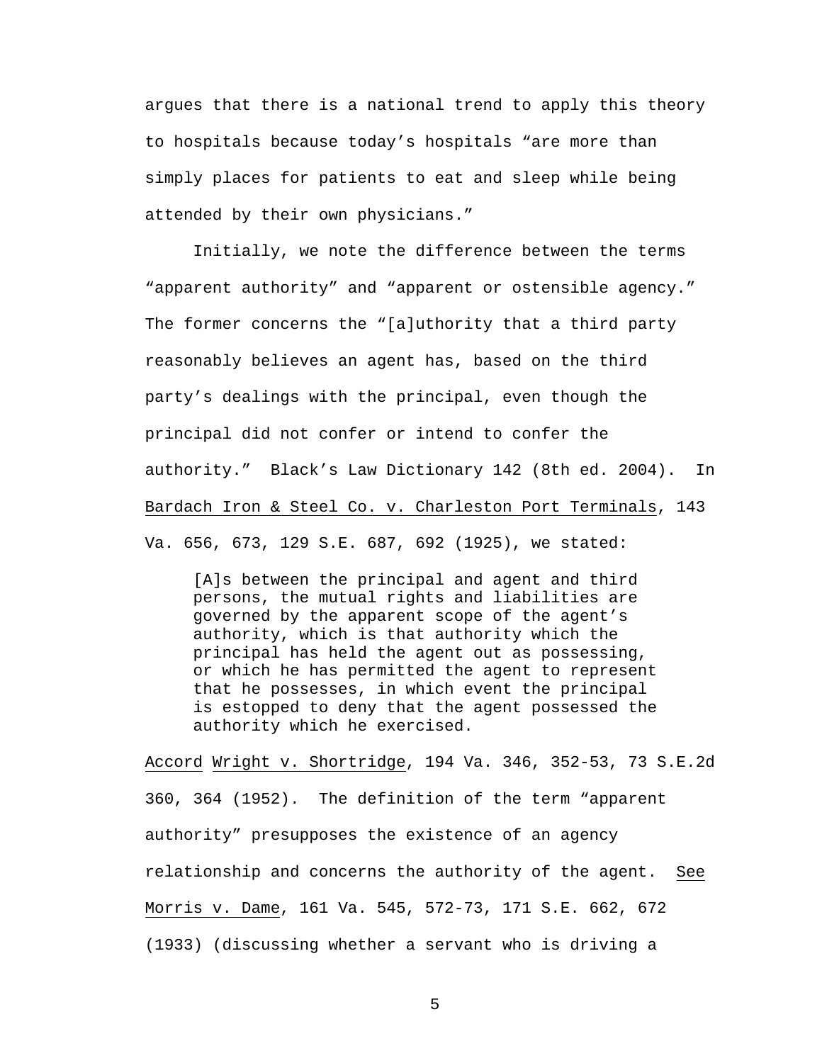argues that there is a national trend to apply this theory to hospitals because today's hospitals "are more than simply places for patients to eat and sleep while being attended by their own physicians."

Initially, we note the difference between the terms "apparent authority" and "apparent or ostensible agency." The former concerns the "[a]uthority that a third party reasonably believes an agent has, based on the third party's dealings with the principal, even though the principal did not confer or intend to confer the authority." Black's Law Dictionary 142 (8th ed. 2004). In <u>Bardach Iron & Steel Co. v. Charleston Port Terminals</u>, 143 Va. 656, 673, 129 S.E. 687, 692 (1925), we stated:

> [A]s between the principal and agent and third persons, the mutual rights and liabilities are governed by the apparent scope of the agent's authority, which is that authority which the principal has held the agent out as possessing, or which he has permitted the agent to represent that he possesses, in which event the principal is estopped to deny that the agent possessed the authority which he exercised.

<u>Accord</u> <u>Wright v. Shortridge</u>, 194 Va. 346, 352-53, 73 S.E.2d 360, 364 (1952). The definition of the term "apparent authority" presupposes the existence of an agency relationship and concerns the authority of the agent. <u>See</u> <u>Morris v. Dame</u>, 161 Va. 545, 572-73, 171 S.E. 662, 672 (1933) (discussing whether a servant who is driving a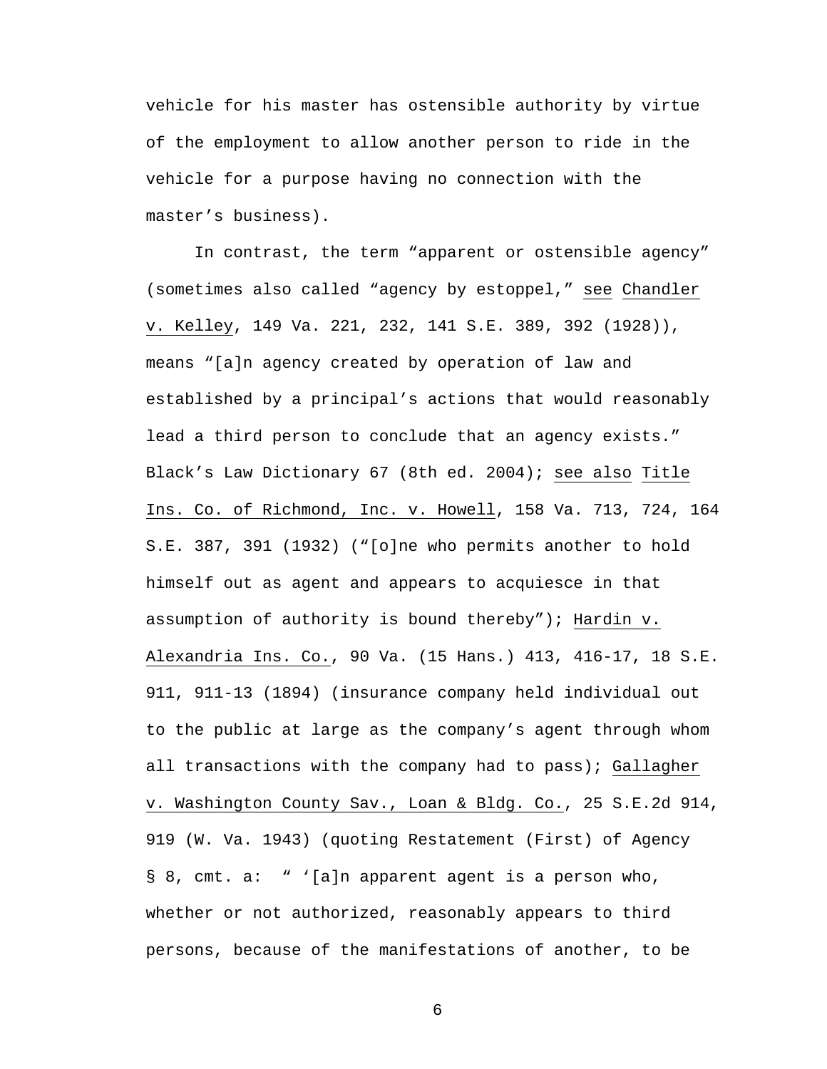vehicle for his master has ostensible authority by virtue of the employment to allow another person to ride in the vehicle for a purpose having no connection with the master's business).

In contrast, the term "apparent or ostensible agency" (sometimes also called "agency by estoppel," see Chandler v. Kelley, 149 Va. 221, 232, 141 S.E. 389, 392 (1928)), means "[a]n agency created by operation of law and established by a principal's actions that would reasonably lead a third person to conclude that an agency exists." Black's Law Dictionary 67 (8th ed. 2004); see also Title Ins. Co. of Richmond, Inc. v. Howell, 158 Va. 713, 724, 164 S.E. 387, 391 (1932) ("[o]ne who permits another to hold himself out as agent and appears to acquiesce in that assumption of authority is bound thereby"); Hardin v. Alexandria Ins. Co., 90 Va. (15 Hans.) 413, 416-17, 18 S.E. 911, 911-13 (1894) (insurance company held individual out to the public at large as the company's agent through whom all transactions with the company had to pass); Gallagher v. Washington County Sav., Loan & Bldg. Co., 25 S.E.2d 914, 919 (W. Va. 1943) (quoting Restatement (First) of Agency § 8, cmt. a: " '[a]n apparent agent is a person who, whether or not authorized, reasonably appears to third persons, because of the manifestations of another, to be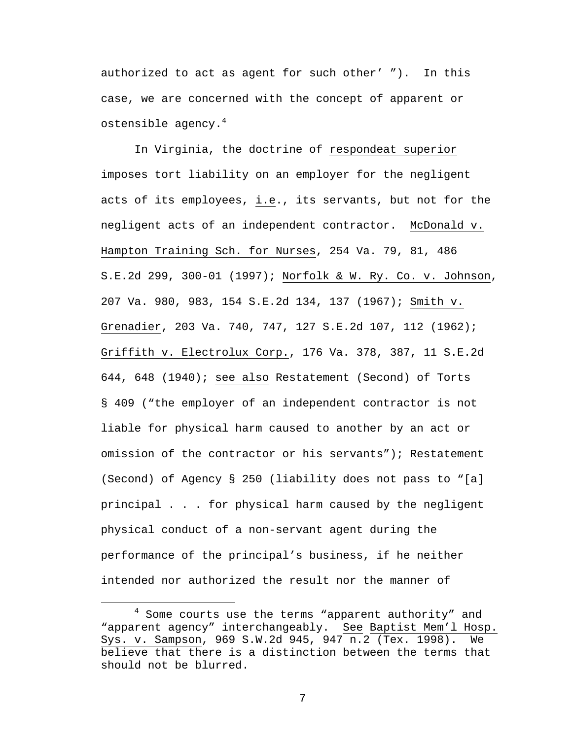authorized to act as agent for such other' "). In this case, we are concerned with the concept of apparent or ostensible agency.[4]

In Virginia, the doctrine of respondeat superior imposes tort liability on an employer for the negligent acts of its employees, i.e., its servants, but not for the negligent acts of an independent contractor. McDonald v. Hampton Training Sch. for Nurses, 254 Va. 79, 81, 486 S.E.2d 299, 300-01 (1997); Norfolk & W. Ry. Co. v. Johnson, 207 Va. 980, 983, 154 S.E.2d 134, 137 (1967); Smith v. Grenadier, 203 Va. 740, 747, 127 S.E.2d 107, 112 (1962); Griffith v. Electrolux Corp., 176 Va. 378, 387, 11 S.E.2d 644, 648 (1940); see also Restatement (Second) of Torts § 409 ("the employer of an independent contractor is not liable for physical harm caused to another by an act or omission of the contractor or his servants"); Restatement (Second) of Agency § 250 (liability does not pass to "[a] principal . . . for physical harm caused by the negligent physical conduct of a non-servant agent during the performance of the principal's business, if he neither intended nor authorized the result nor the manner of

---

[4] Some courts use the terms "apparent authority" and "apparent agency" interchangeably. See Baptist Mem'l Hosp. Sys. v. Sampson, 969 S.W.2d 945, 947 n.2 (Tex. 1998). We believe that there is a distinction between the terms that should not be blurred.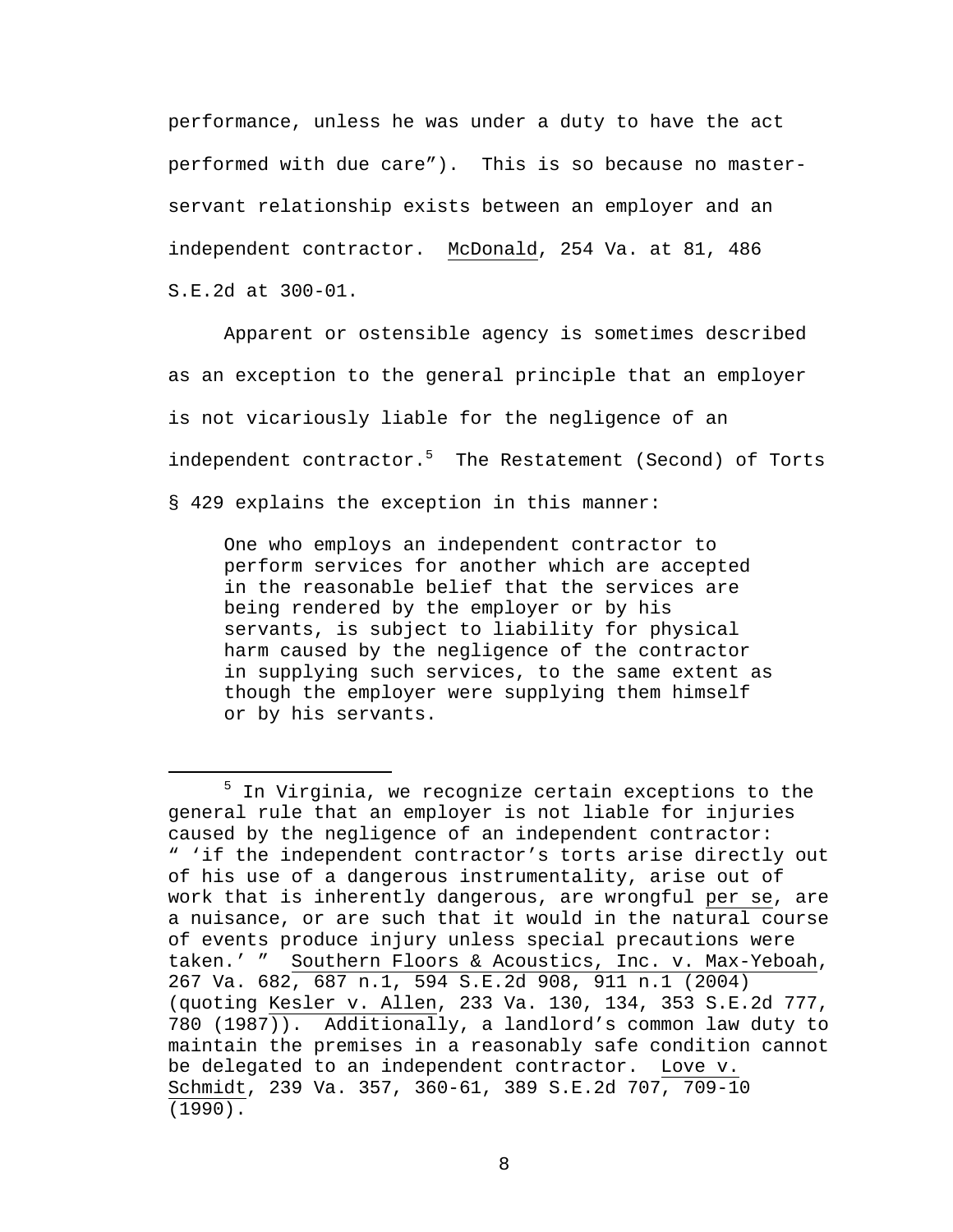performance, unless he was under a duty to have the act performed with due care"). This is so because no master-servant relationship exists between an employer and an independent contractor. McDonald, 254 Va. at 81, 486 S.E.2d at 300-01.

Apparent or ostensible agency is sometimes described as an exception to the general principle that an employer is not vicariously liable for the negligence of an independent contractor.[5] The Restatement (Second) of Torts § 429 explains the exception in this manner:

> One who employs an independent contractor to perform services for another which are accepted in the reasonable belief that the services are being rendered by the employer or by his servants, is subject to liability for physical harm caused by the negligence of the contractor in supplying such services, to the same extent as though the employer were supplying them himself or by his servants.

---

[5] In Virginia, we recognize certain exceptions to the general rule that an employer is not liable for injuries caused by the negligence of an independent contractor: " 'if the independent contractor's torts arise directly out of his use of a dangerous instrumentality, arise out of work that is inherently dangerous, are wrongful per se, are a nuisance, or are such that it would in the natural course of events produce injury unless special precautions were taken.' " Southern Floors & Acoustics, Inc. v. Max-Yeboah, 267 Va. 682, 687 n.1, 594 S.E.2d 908, 911 n.1 (2004) (quoting Kesler v. Allen, 233 Va. 130, 134, 353 S.E.2d 777, 780 (1987)). Additionally, a landlord's common law duty to maintain the premises in a reasonably safe condition cannot be delegated to an independent contractor. Love v. Schmidt, 239 Va. 357, 360-61, 389 S.E.2d 707, 709-10 (1990).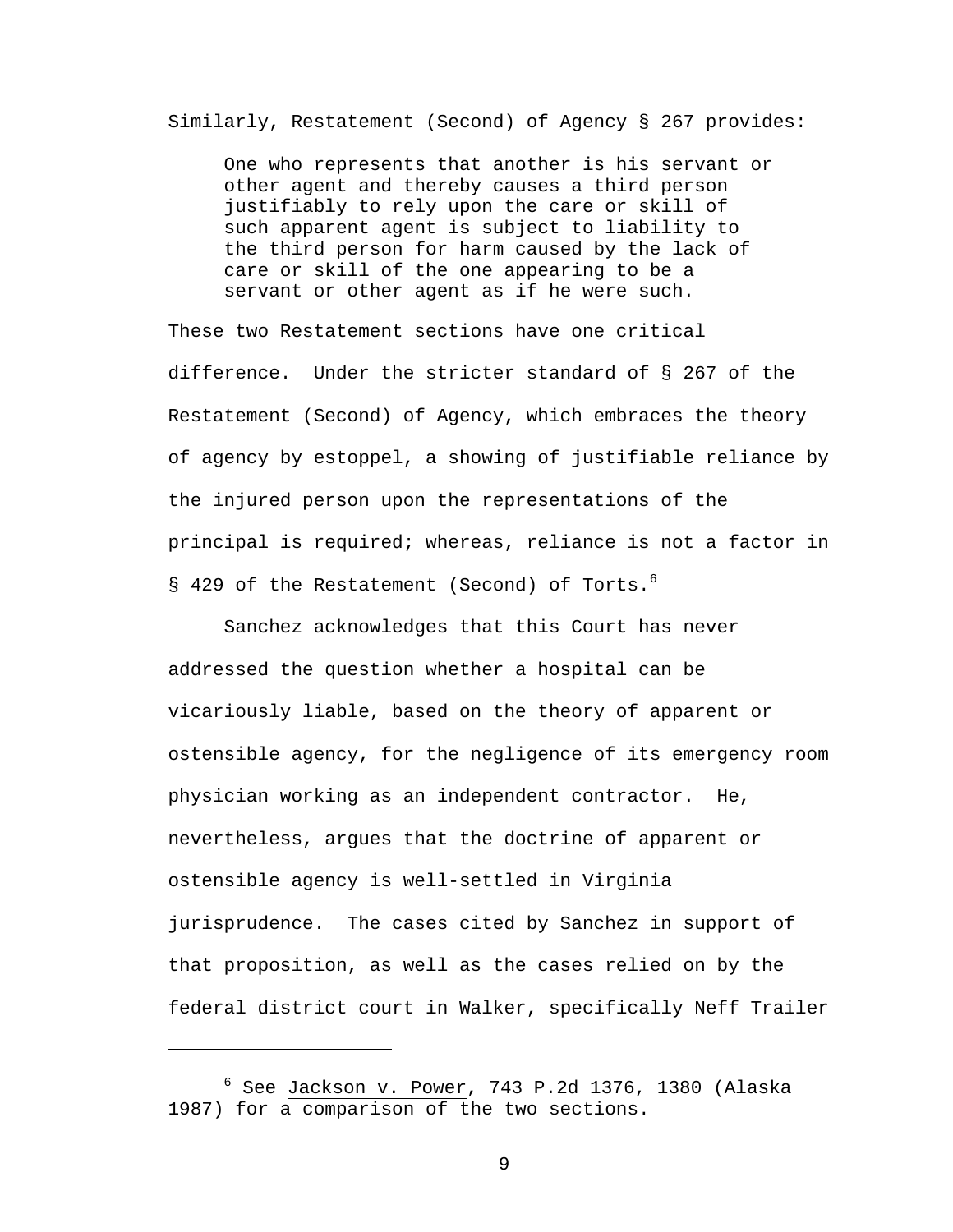Similarly, Restatement (Second) of Agency § 267 provides:

> One who represents that another is his servant or other agent and thereby causes a third person justifiably to rely upon the care or skill of such apparent agent is subject to liability to the third person for harm caused by the lack of care or skill of the one appearing to be a servant or other agent as if he were such.

These two Restatement sections have one critical difference. Under the stricter standard of § 267 of the Restatement (Second) of Agency, which embraces the theory of agency by estoppel, a showing of justifiable reliance by the injured person upon the representations of the principal is required; whereas, reliance is not a factor in § 429 of the Restatement (Second) of Torts.[6]

Sanchez acknowledges that this Court has never addressed the question whether a hospital can be vicariously liable, based on the theory of apparent or ostensible agency, for the negligence of its emergency room physician working as an independent contractor. He, nevertheless, argues that the doctrine of apparent or ostensible agency is well-settled in Virginia jurisprudence. The cases cited by Sanchez in support of that proposition, as well as the cases relied on by the federal district court in Walker, specifically Neff Trailer

---

[6] See Jackson v. Power, 743 P.2d 1376, 1380 (Alaska 1987) for a comparison of the two sections.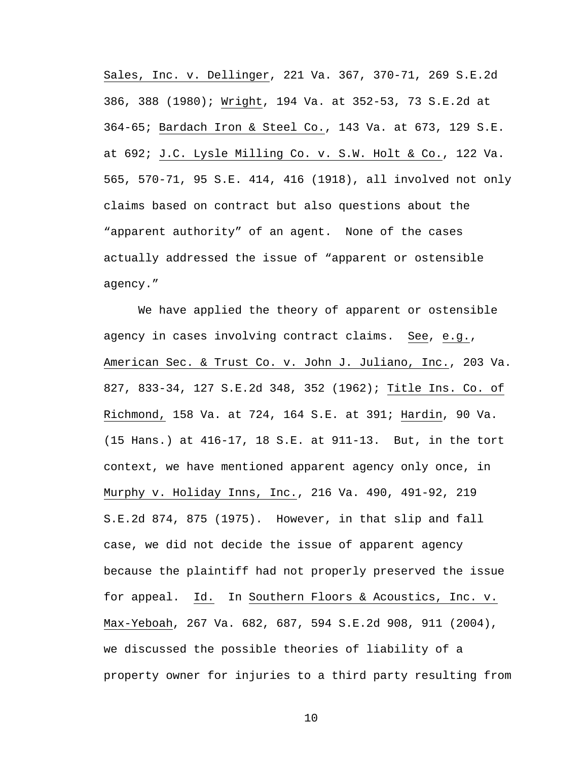Sales, Inc. v. Dellinger, 221 Va. 367, 370-71, 269 S.E.2d 386, 388 (1980); Wright, 194 Va. at 352-53, 73 S.E.2d at 364-65; Bardach Iron & Steel Co., 143 Va. at 673, 129 S.E. at 692; J.C. Lysle Milling Co. v. S.W. Holt & Co., 122 Va. 565, 570-71, 95 S.E. 414, 416 (1918), all involved not only claims based on contract but also questions about the "apparent authority" of an agent. None of the cases actually addressed the issue of "apparent or ostensible agency."

We have applied the theory of apparent or ostensible agency in cases involving contract claims. See, e.g., American Sec. & Trust Co. v. John J. Juliano, Inc., 203 Va. 827, 833-34, 127 S.E.2d 348, 352 (1962); Title Ins. Co. of Richmond, 158 Va. at 724, 164 S.E. at 391; Hardin, 90 Va. (15 Hans.) at 416-17, 18 S.E. at 911-13. But, in the tort context, we have mentioned apparent agency only once, in Murphy v. Holiday Inns, Inc., 216 Va. 490, 491-92, 219 S.E.2d 874, 875 (1975). However, in that slip and fall case, we did not decide the issue of apparent agency because the plaintiff had not properly preserved the issue for appeal. Id. In Southern Floors & Acoustics, Inc. v. Max-Yeboah, 267 Va. 682, 687, 594 S.E.2d 908, 911 (2004), we discussed the possible theories of liability of a property owner for injuries to a third party resulting from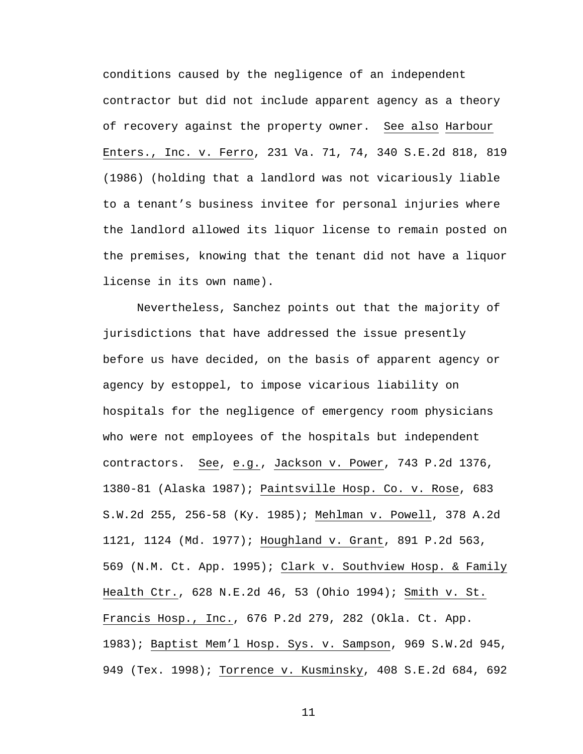conditions caused by the negligence of an independent contractor but did not include apparent agency as a theory of recovery against the property owner. See also Harbour Enters., Inc. v. Ferro, 231 Va. 71, 74, 340 S.E.2d 818, 819 (1986) (holding that a landlord was not vicariously liable to a tenant's business invitee for personal injuries where the landlord allowed its liquor license to remain posted on the premises, knowing that the tenant did not have a liquor license in its own name).

Nevertheless, Sanchez points out that the majority of jurisdictions that have addressed the issue presently before us have decided, on the basis of apparent agency or agency by estoppel, to impose vicarious liability on hospitals for the negligence of emergency room physicians who were not employees of the hospitals but independent contractors. See, e.g., Jackson v. Power, 743 P.2d 1376, 1380-81 (Alaska 1987); Paintsville Hosp. Co. v. Rose, 683 S.W.2d 255, 256-58 (Ky. 1985); Mehlman v. Powell, 378 A.2d 1121, 1124 (Md. 1977); Houghland v. Grant, 891 P.2d 563, 569 (N.M. Ct. App. 1995); Clark v. Southview Hosp. & Family Health Ctr., 628 N.E.2d 46, 53 (Ohio 1994); Smith v. St. Francis Hosp., Inc., 676 P.2d 279, 282 (Okla. Ct. App. 1983); Baptist Mem'l Hosp. Sys. v. Sampson, 969 S.W.2d 945, 949 (Tex. 1998); Torrence v. Kusminsky, 408 S.E.2d 684, 692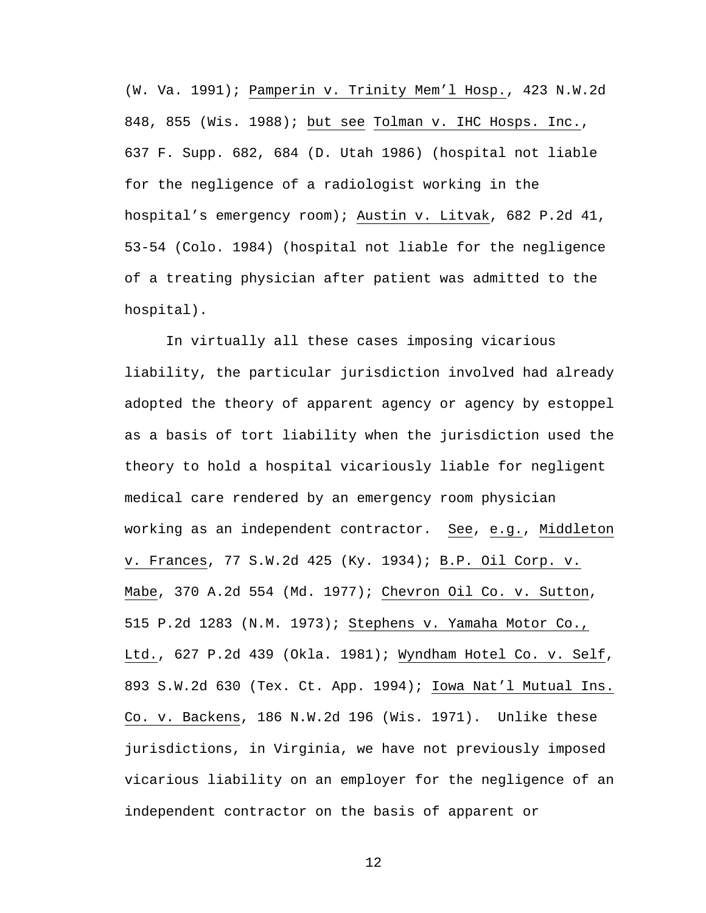(W. Va. 1991); Pamperin v. Trinity Mem'l Hosp., 423 N.W.2d 848, 855 (Wis. 1988); but see Tolman v. IHC Hosps. Inc., 637 F. Supp. 682, 684 (D. Utah 1986) (hospital not liable for the negligence of a radiologist working in the hospital's emergency room); Austin v. Litvak, 682 P.2d 41, 53-54 (Colo. 1984) (hospital not liable for the negligence of a treating physician after patient was admitted to the hospital).

In virtually all these cases imposing vicarious liability, the particular jurisdiction involved had already adopted the theory of apparent agency or agency by estoppel as a basis of tort liability when the jurisdiction used the theory to hold a hospital vicariously liable for negligent medical care rendered by an emergency room physician working as an independent contractor. See, e.g., Middleton v. Frances, 77 S.W.2d 425 (Ky. 1934); B.P. Oil Corp. v. Mabe, 370 A.2d 554 (Md. 1977); Chevron Oil Co. v. Sutton, 515 P.2d 1283 (N.M. 1973); Stephens v. Yamaha Motor Co., Ltd., 627 P.2d 439 (Okla. 1981); Wyndham Hotel Co. v. Self, 893 S.W.2d 630 (Tex. Ct. App. 1994); Iowa Nat'l Mutual Ins. Co. v. Backens, 186 N.W.2d 196 (Wis. 1971). Unlike these jurisdictions, in Virginia, we have not previously imposed vicarious liability on an employer for the negligence of an independent contractor on the basis of apparent or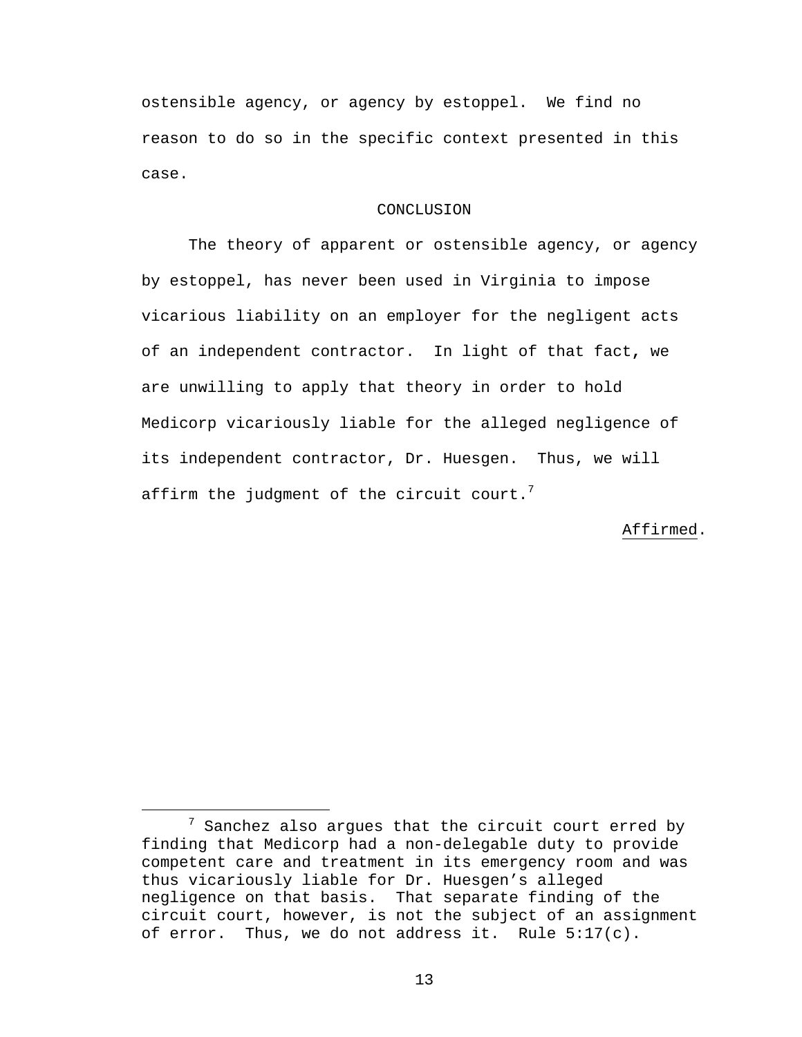ostensible agency, or agency by estoppel. We find no reason to do so in the specific context presented in this case.

## CONCLUSION

The theory of apparent or ostensible agency, or agency by estoppel, has never been used in Virginia to impose vicarious liability on an employer for the negligent acts of an independent contractor. In light of that fact, we are unwilling to apply that theory in order to hold Medicorp vicariously liable for the alleged negligence of its independent contractor, Dr. Huesgen. Thus, we will affirm the judgment of the circuit court.[7]

Affirmed.

---

[7] Sanchez also argues that the circuit court erred by finding that Medicorp had a non-delegable duty to provide competent care and treatment in its emergency room and was thus vicariously liable for Dr. Huesgen's alleged negligence on that basis. That separate finding of the circuit court, however, is not the subject of an assignment of error. Thus, we do not address it. Rule 5:17(c).